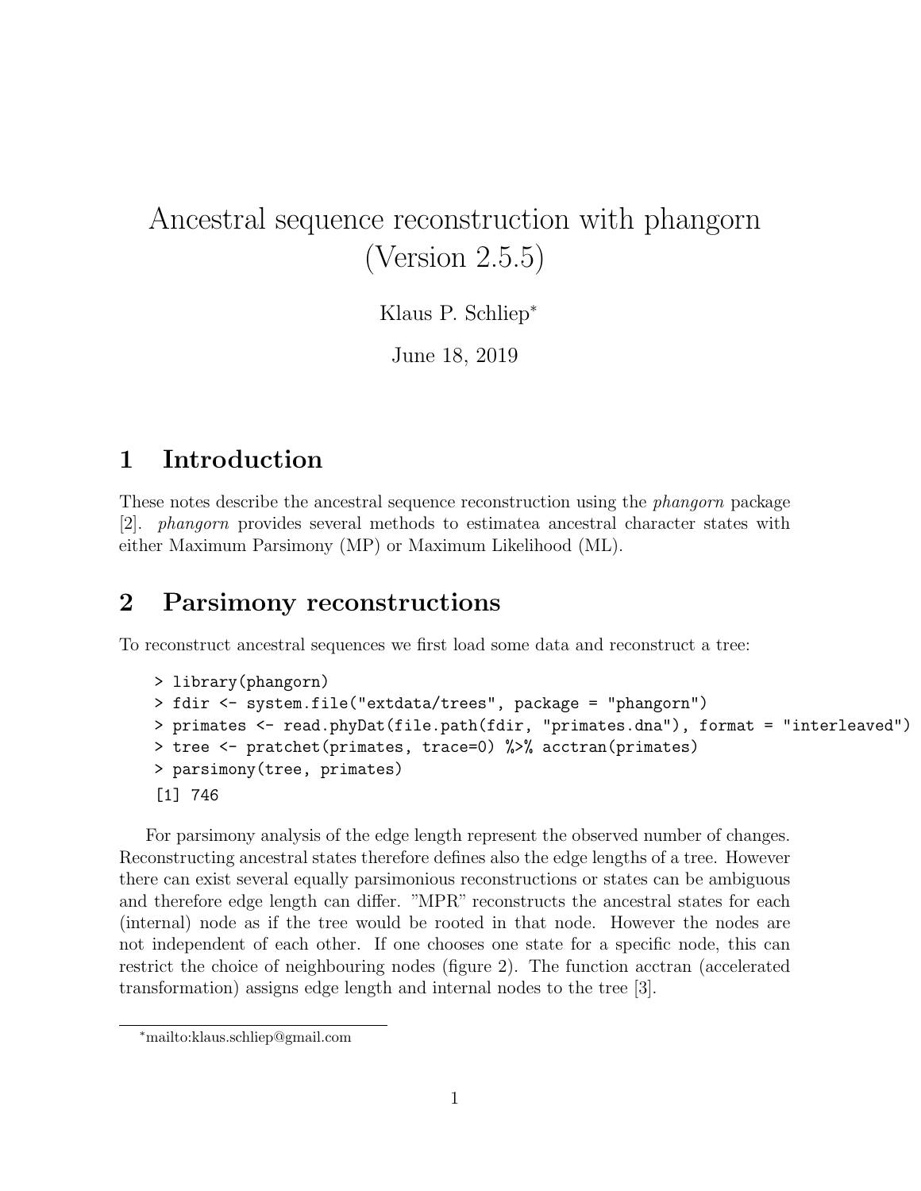# Ancestral sequence reconstruction with phangorn (Version 2.5.5)

Klaus P. Schliep*

June 18, 2019

## 1 Introduction

These notes describe the ancestral sequence reconstruction using the *phangorn* package [2]. *phangorn* provides several methods to estimatea ancestral character states with either Maximum Parsimony (MP) or Maximum Likelihood (ML).

## 2 Parsimony reconstructions

To reconstruct ancestral sequences we first load some data and reconstruct a tree:

```
> library(phangorn)
> fdir <- system.file("extdata/trees", package = "phangorn")
> primates <- read.phyDat(file.path(fdir, "primates.dna"), format = "interleaved")
> tree <- pratchet(primates, trace=0) %>% acctran(primates)
> parsimony(tree, primates)
[1] 746
```

For parsimony analysis of the edge length represent the observed number of changes. Reconstructing ancestral states therefore defines also the edge lengths of a tree. However there can exist several equally parsimonious reconstructions or states can be ambiguous and therefore edge length can differ. "MPR" reconstructs the ancestral states for each (internal) node as if the tree would be rooted in that node. However the nodes are not independent of each other. If one chooses one state for a specific node, this can restrict the choice of neighbouring nodes (figure 2). The function acctran (accelerated transformation) assigns edge length and internal nodes to the tree [3].

*mailto:klaus.schliep@gmail.com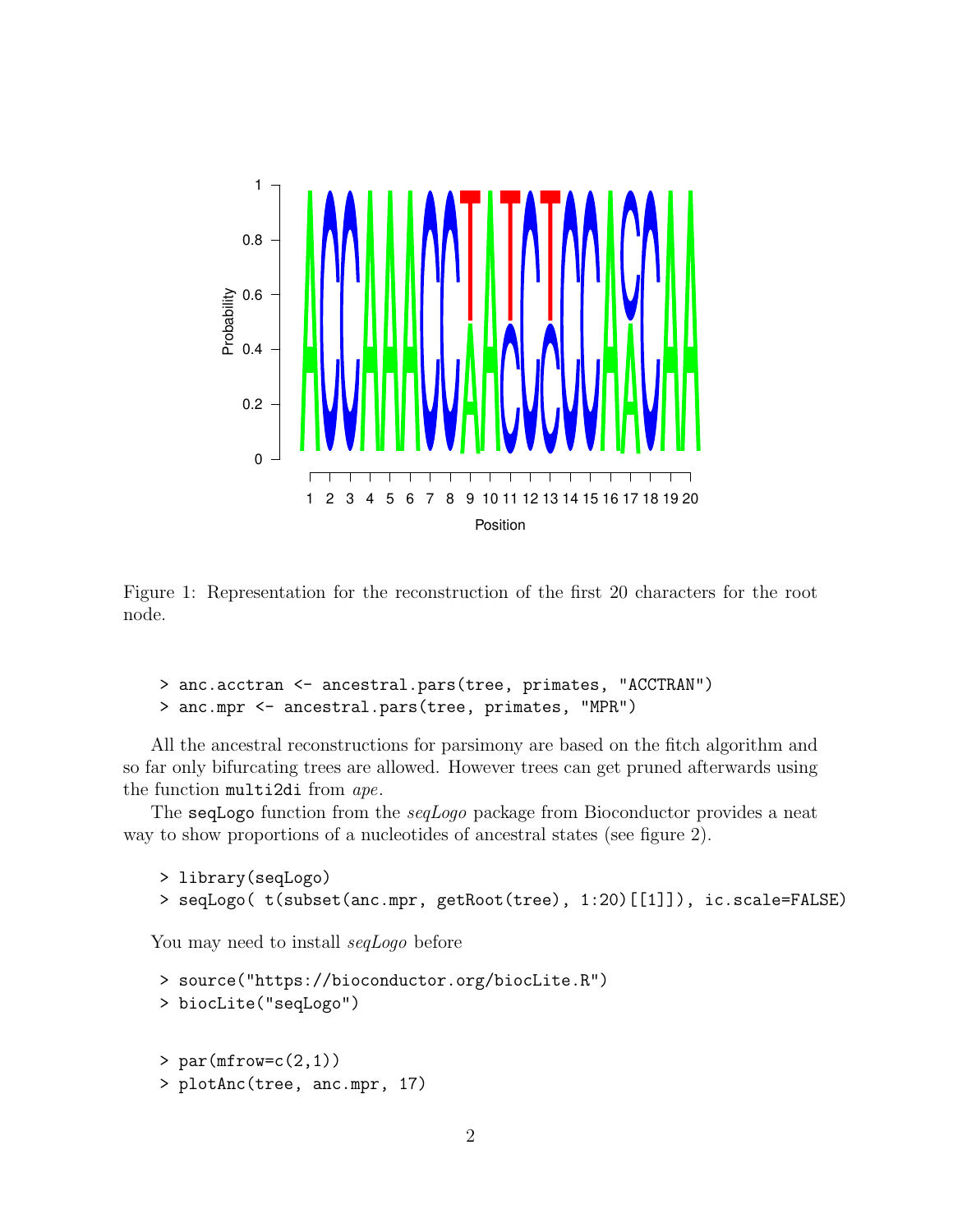Figure 1: Representation for the reconstruction of the first 20 characters for the root node.

```
> anc.acctran <- ancestral.pars(tree, primates, "ACCTRAN")
> anc.mpr <- ancestral.pars(tree, primates, "MPR")
```

All the ancestral reconstructions for parsimony are based on the fitch algorithm and so far only bifurcating trees are allowed. However trees can get pruned afterwards using the function `multi2di` from *ape*.

The `seqLogo` function from the *seqLogo* package from Bioconductor provides a neat way to show proportions of a nucleotides of ancestral states (see figure 2).

```
> library(seqLogo)
> seqLogo( t(subset(anc.mpr, getRoot(tree), 1:20)[[1]]), ic.scale=FALSE)
```

You may need to install *seqLogo* before

```
> source("https://bioconductor.org/biocLite.R")
> biocLite("seqLogo")
```

```
> par(mfrow=c(2,1))
> plotAnc(tree, anc.mpr, 17)
```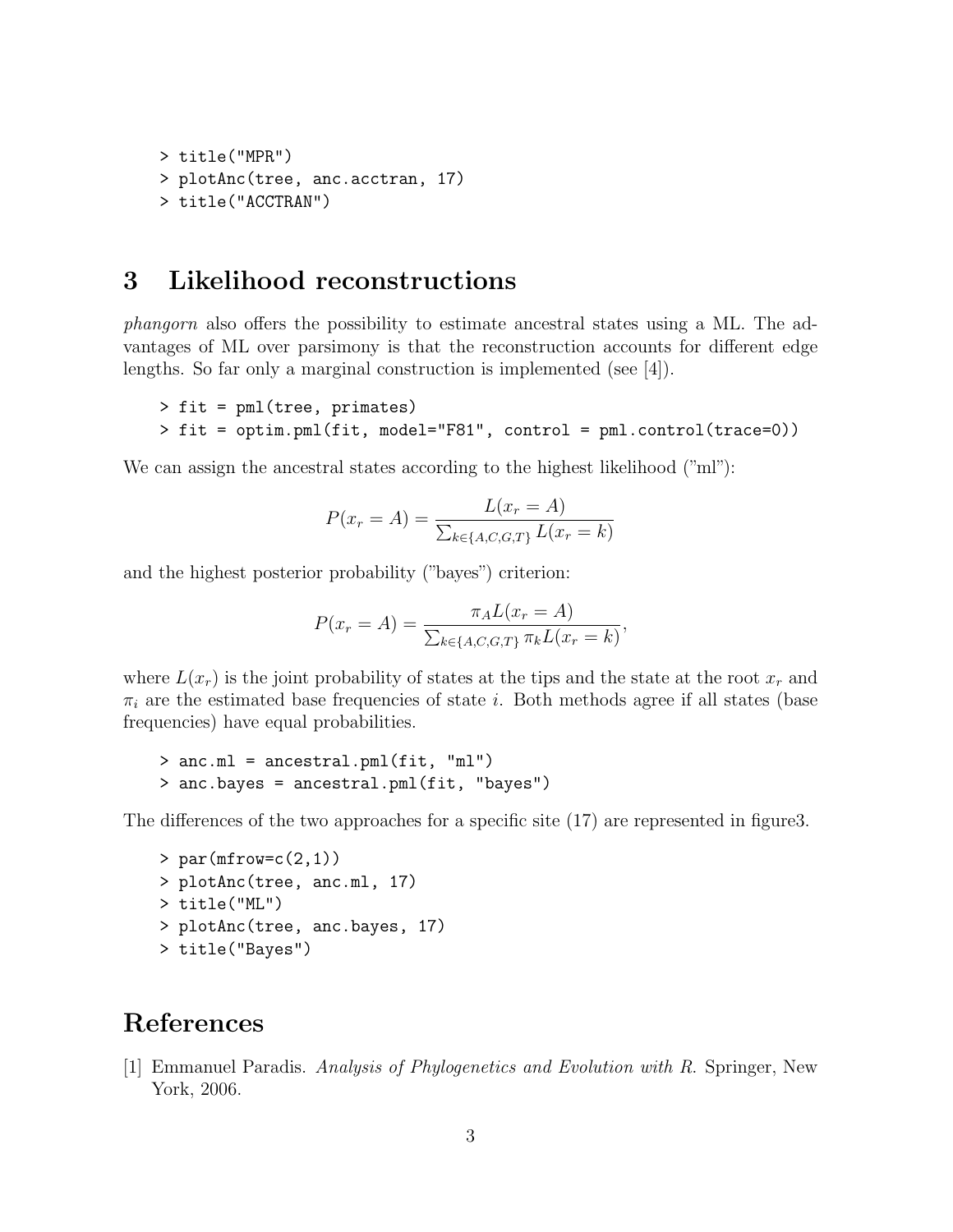```
> title("MPR")
> plotAnc(tree, anc.acctran, 17)
> title("ACCTRAN")
```

# 3 Likelihood reconstructions

*phangorn* also offers the possibility to estimate ancestral states using a ML. The advantages of ML over parsimony is that the reconstruction accounts for different edge lengths. So far only a marginal construction is implemented (see [4]).

```
> fit = pml(tree, primates)
> fit = optim.pml(fit, model="F81", control = pml.control(trace=0))
```

We can assign the ancestral states according to the highest likelihood ("ml"):

$$P(x_r = A) = \frac{L(x_r = A)}{\sum_{k \in \{A,C,G,T\}} L(x_r = k)}$$

and the highest posterior probability ("bayes") criterion:

$$P(x_r = A) = \frac{\pi_A L(x_r = A)}{\sum_{k \in \{A,C,G,T\}} \pi_k L(x_r = k)},$$

where $L(x_r)$ is the joint probability of states at the tips and the state at the root $x_r$ and $\pi_i$ are the estimated base frequencies of state $i$. Both methods agree if all states (base frequencies) have equal probabilities.

```
> anc.ml = ancestral.pml(fit, "ml")
> anc.bayes = ancestral.pml(fit, "bayes")
```

The differences of the two approaches for a specific site (17) are represented in figure3.

```
> par(mfrow=c(2,1))
> plotAnc(tree, anc.ml, 17)
> title("ML")
> plotAnc(tree, anc.bayes, 17)
> title("Bayes")
```

# References

[1] Emmanuel Paradis. *Analysis of Phylogenetics and Evolution with R.* Springer, New York, 2006.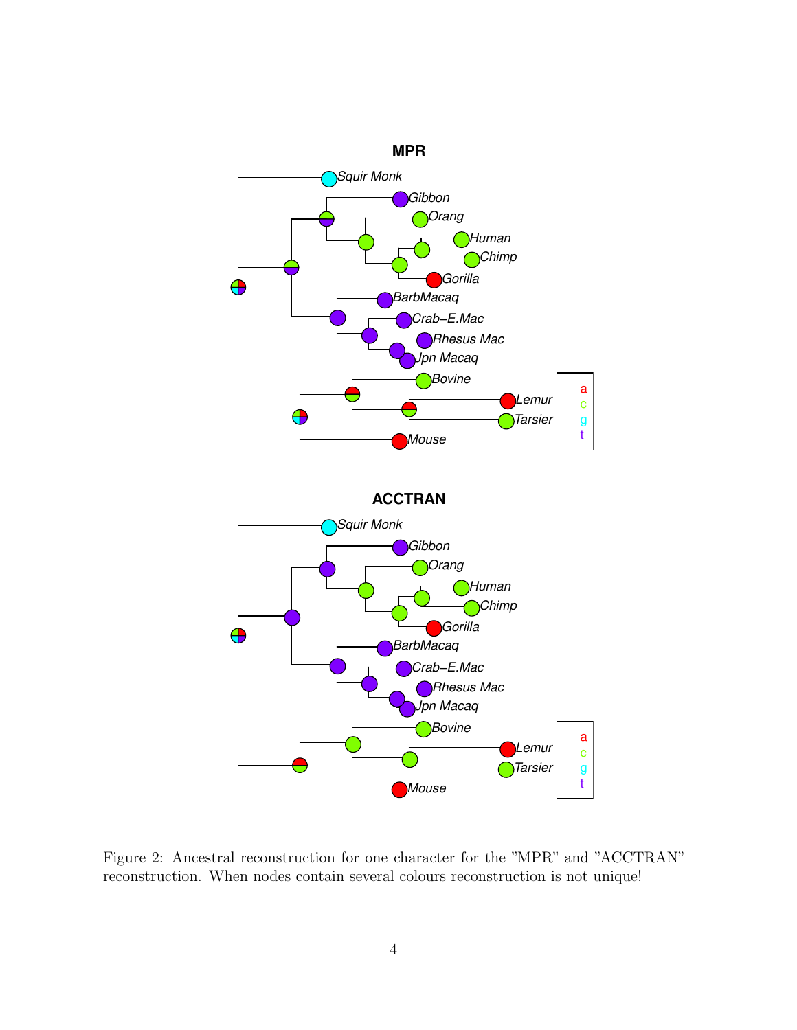Figure 2: Ancestral reconstruction for one character for the "MPR" and "ACCTRAN" reconstruction. When nodes contain several colours reconstruction is not unique!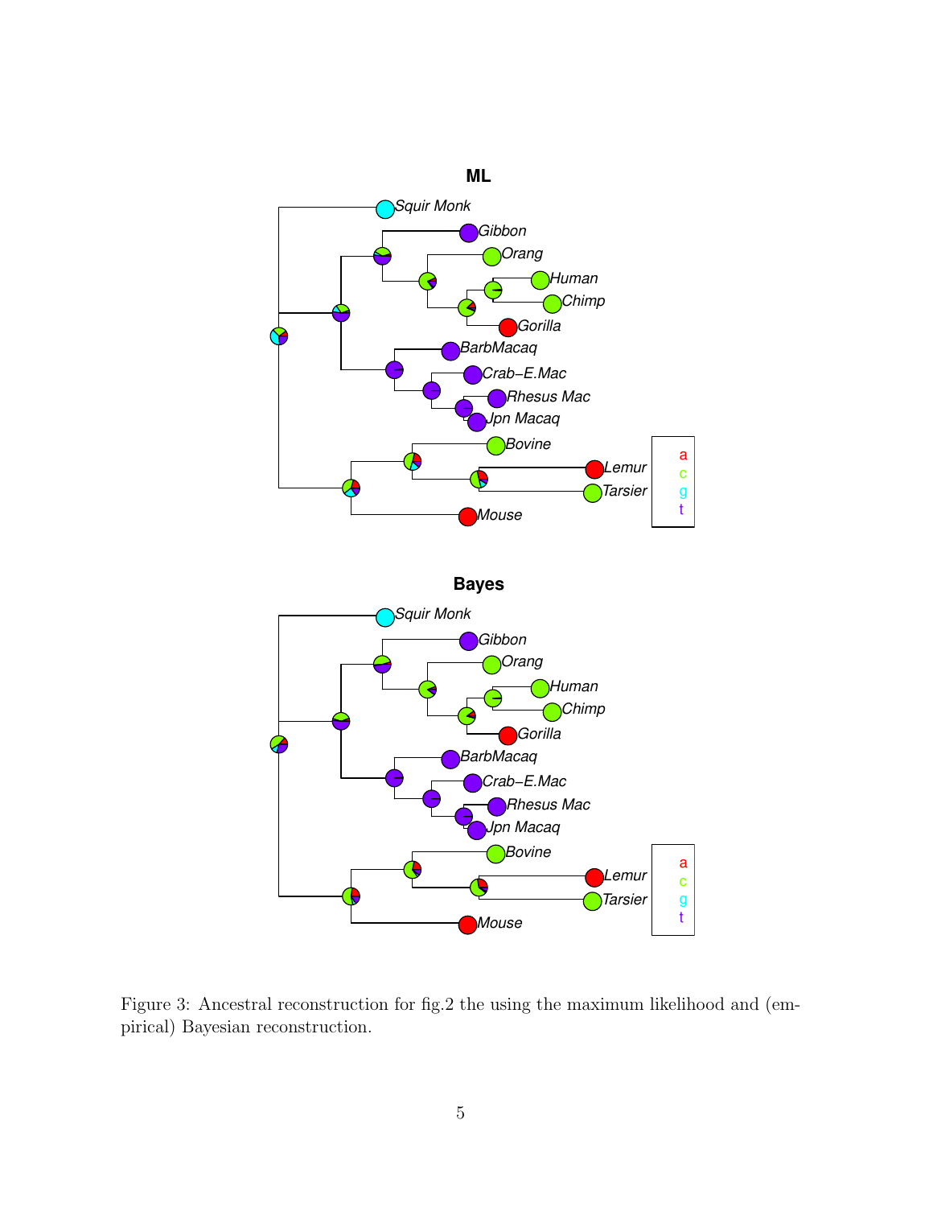Figure 3: Ancestral reconstruction for fig.2 the using the maximum likelihood and (empirical) Bayesian reconstruction.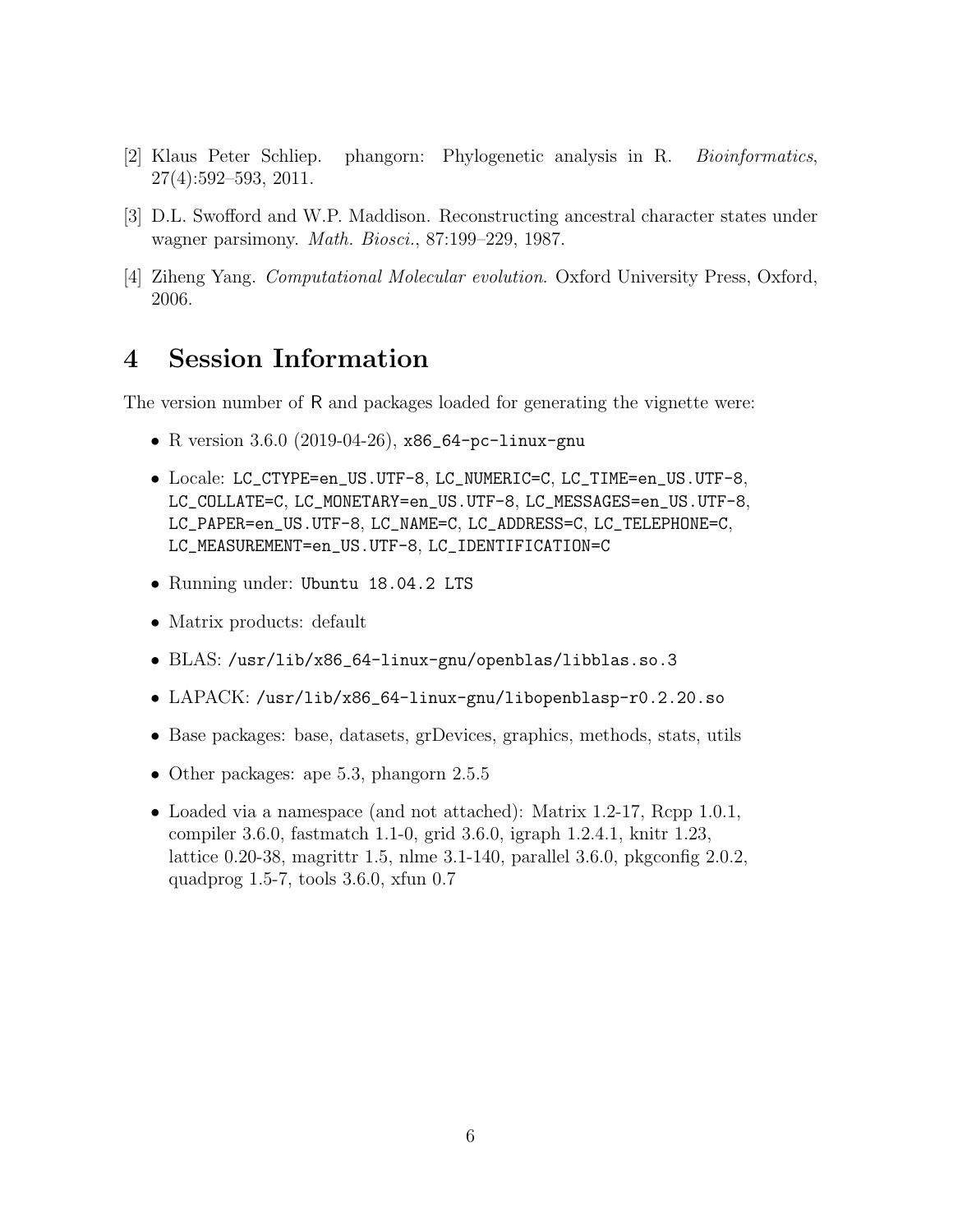[2] Klaus Peter Schliep. phangorn: Phylogenetic analysis in R. *Bioinformatics*, 27(4):592–593, 2011.

[3] D.L. Swofford and W.P. Maddison. Reconstructing ancestral character states under wagner parsimony. *Math. Biosci.*, 87:199–229, 1987.

[4] Ziheng Yang. *Computational Molecular evolution*. Oxford University Press, Oxford, 2006.

# 4 Session Information

The version number of R and packages loaded for generating the vignette were:

- R version 3.6.0 (2019-04-26), `x86_64-pc-linux-gnu`
- Locale: `LC_CTYPE=en_US.UTF-8`, `LC_NUMERIC=C`, `LC_TIME=en_US.UTF-8`, `LC_COLLATE=C`, `LC_MONETARY=en_US.UTF-8`, `LC_MESSAGES=en_US.UTF-8`, `LC_PAPER=en_US.UTF-8`, `LC_NAME=C`, `LC_ADDRESS=C`, `LC_TELEPHONE=C`, `LC_MEASUREMENT=en_US.UTF-8`, `LC_IDENTIFICATION=C`
- Running under: `Ubuntu 18.04.2 LTS`
- Matrix products: default
- BLAS: `/usr/lib/x86_64-linux-gnu/openblas/libblas.so.3`
- LAPACK: `/usr/lib/x86_64-linux-gnu/libopenblasp-r0.2.20.so`
- Base packages: base, datasets, grDevices, graphics, methods, stats, utils
- Other packages: ape 5.3, phangorn 2.5.5
- Loaded via a namespace (and not attached): Matrix 1.2-17, Rcpp 1.0.1, compiler 3.6.0, fastmatch 1.1-0, grid 3.6.0, igraph 1.2.4.1, knitr 1.23, lattice 0.20-38, magrittr 1.5, nlme 3.1-140, parallel 3.6.0, pkgconfig 2.0.2, quadprog 1.5-7, tools 3.6.0, xfun 0.7